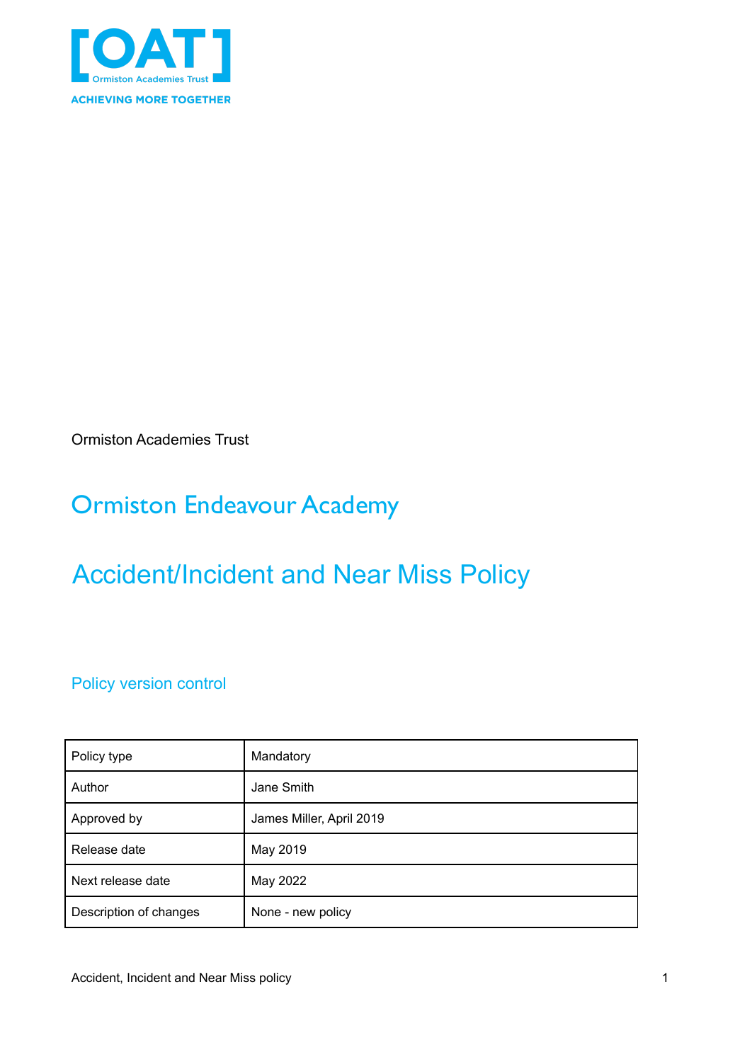Ormiston Academies Trust

# Ormiston Endeavour Academy

# Accident/Incident and Near Miss Policy

## Policy version control

| Policy type | Mandatory |
|---|---|
| Author | Jane Smith |
| Approved by | James Miller, April 2019 |
| Release date | May 2019 |
| Next release date | May 2022 |
| Description of changes | None - new policy |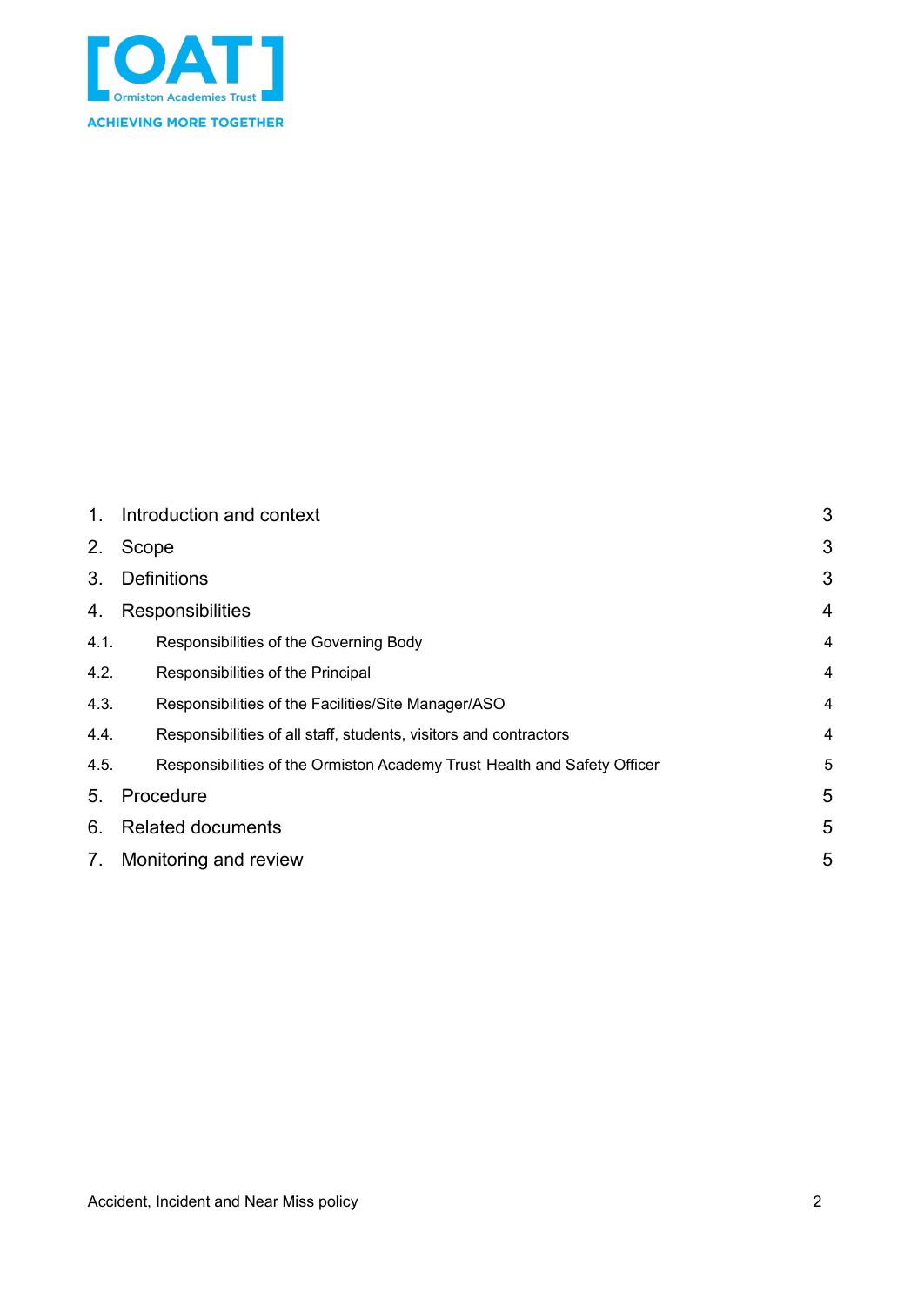1. Introduction and context 3
2. Scope 3
3. Definitions 3
4. Responsibilities 4
   - 4.1. Responsibilities of the Governing Body 4
   - 4.2. Responsibilities of the Principal 4
   - 4.3. Responsibilities of the Facilities/Site Manager/ASO 4
   - 4.4. Responsibilities of all staff, students, visitors and contractors 4
   - 4.5. Responsibilities of the Ormiston Academy Trust Health and Safety Officer 5
5. Procedure 5
6. Related documents 5
7. Monitoring and review 5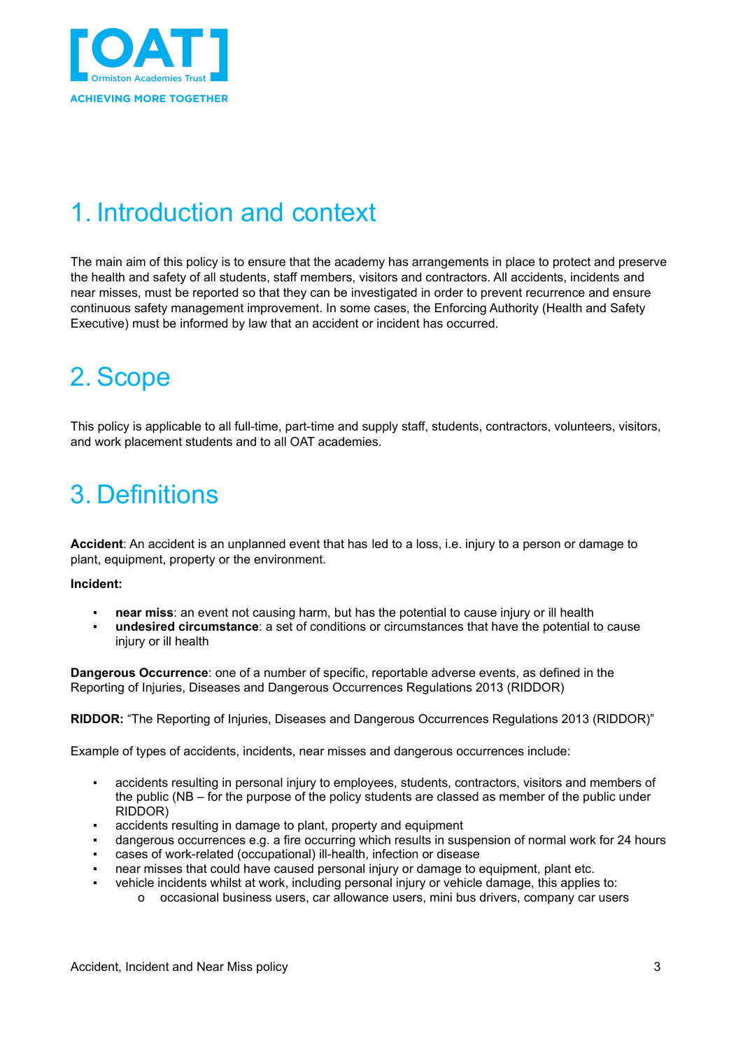# 1. Introduction and context

The main aim of this policy is to ensure that the academy has arrangements in place to protect and preserve the health and safety of all students, staff members, visitors and contractors. All accidents, incidents and near misses, must be reported so that they can be investigated in order to prevent recurrence and ensure continuous safety management improvement. In some cases, the Enforcing Authority (Health and Safety Executive) must be informed by law that an accident or incident has occurred.

# 2. Scope

This policy is applicable to all full-time, part-time and supply staff, students, contractors, volunteers, visitors, and work placement students and to all OAT academies.

# 3. Definitions

**Accident**: An accident is an unplanned event that has led to a loss, i.e. injury to a person or damage to plant, equipment, property or the environment.

**Incident:**

- **near miss**: an event not causing harm, but has the potential to cause injury or ill health
- **undesired circumstance**: a set of conditions or circumstances that have the potential to cause injury or ill health

**Dangerous Occurrence**: one of a number of specific, reportable adverse events, as defined in the Reporting of Injuries, Diseases and Dangerous Occurrences Regulations 2013 (RIDDOR)

**RIDDOR:** "The Reporting of Injuries, Diseases and Dangerous Occurrences Regulations 2013 (RIDDOR)"

Example of types of accidents, incidents, near misses and dangerous occurrences include:

- accidents resulting in personal injury to employees, students, contractors, visitors and members of the public (NB – for the purpose of the policy students are classed as member of the public under RIDDOR)
- accidents resulting in damage to plant, property and equipment
- dangerous occurrences e.g. a fire occurring which results in suspension of normal work for 24 hours
- cases of work-related (occupational) ill-health, infection or disease
- near misses that could have caused personal injury or damage to equipment, plant etc.
- vehicle incidents whilst at work, including personal injury or vehicle damage, this applies to:
  - occasional business users, car allowance users, mini bus drivers, company car users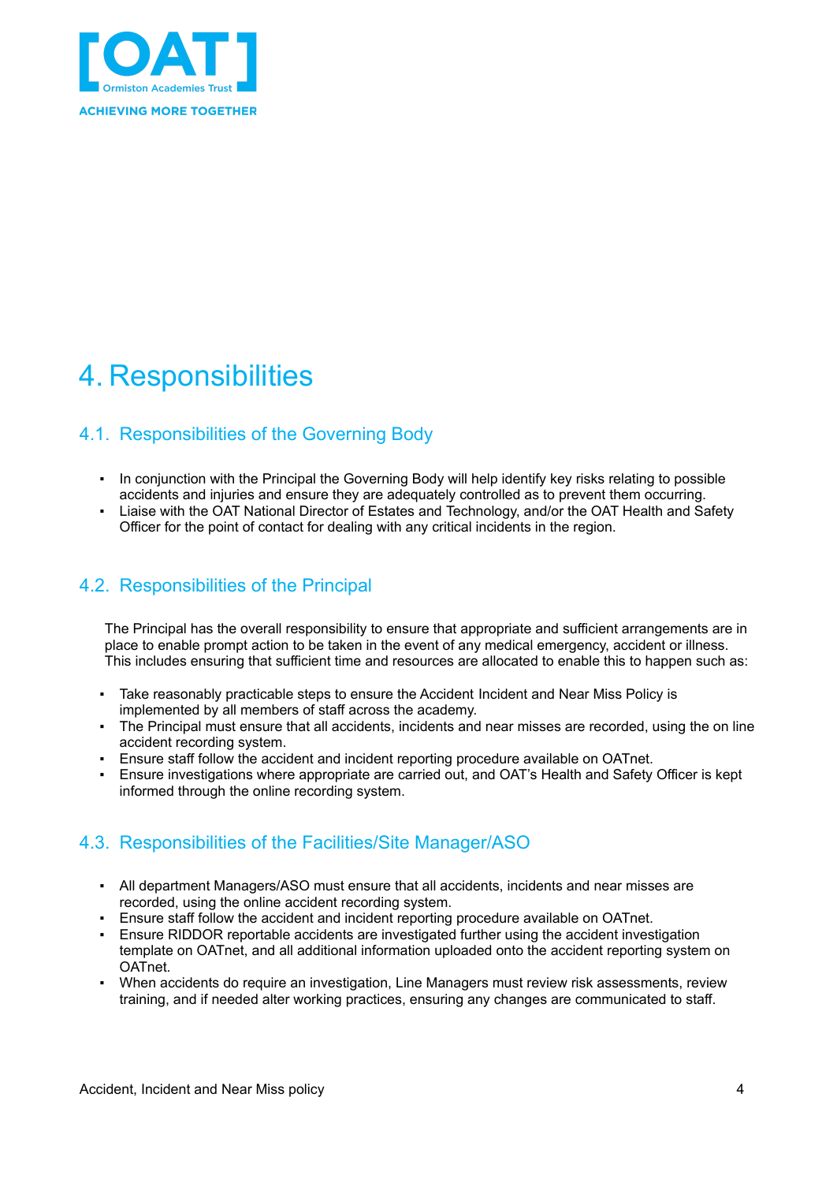# 4. Responsibilities

## 4.1. Responsibilities of the Governing Body

- In conjunction with the Principal the Governing Body will help identify key risks relating to possible accidents and injuries and ensure they are adequately controlled as to prevent them occurring.
- Liaise with the OAT National Director of Estates and Technology, and/or the OAT Health and Safety Officer for the point of contact for dealing with any critical incidents in the region.

## 4.2. Responsibilities of the Principal

The Principal has the overall responsibility to ensure that appropriate and sufficient arrangements are in place to enable prompt action to be taken in the event of any medical emergency, accident or illness. This includes ensuring that sufficient time and resources are allocated to enable this to happen such as:

- Take reasonably practicable steps to ensure the Accident Incident and Near Miss Policy is implemented by all members of staff across the academy.
- The Principal must ensure that all accidents, incidents and near misses are recorded, using the on line accident recording system.
- Ensure staff follow the accident and incident reporting procedure available on OATnet.
- Ensure investigations where appropriate are carried out, and OAT's Health and Safety Officer is kept informed through the online recording system.

## 4.3. Responsibilities of the Facilities/Site Manager/ASO

- All department Managers/ASO must ensure that all accidents, incidents and near misses are recorded, using the online accident recording system.
- Ensure staff follow the accident and incident reporting procedure available on OATnet.
- Ensure RIDDOR reportable accidents are investigated further using the accident investigation template on OATnet, and all additional information uploaded onto the accident reporting system on OATnet.
- When accidents do require an investigation, Line Managers must review risk assessments, review training, and if needed alter working practices, ensuring any changes are communicated to staff.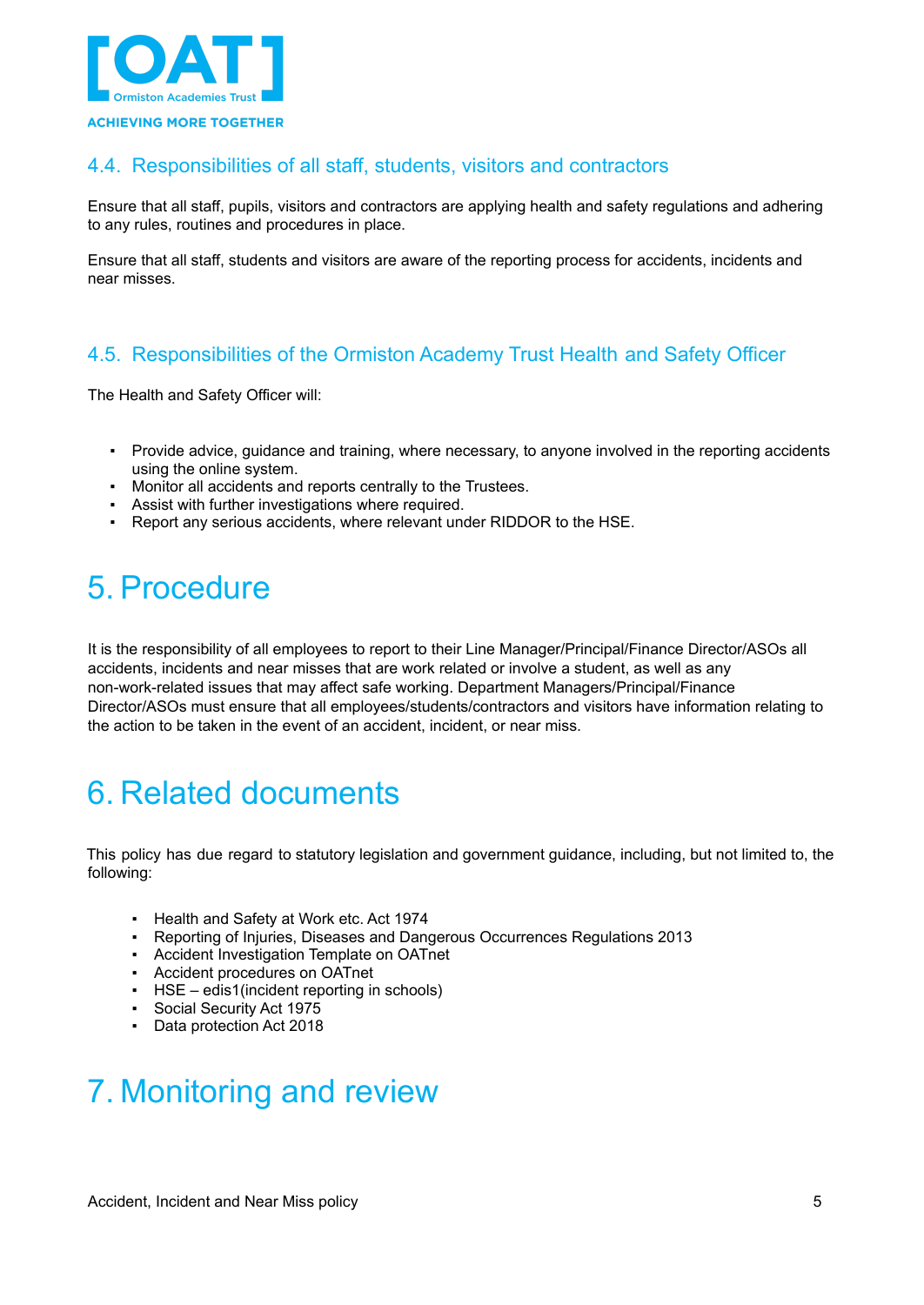### 4.4. Responsibilities of all staff, students, visitors and contractors

Ensure that all staff, pupils, visitors and contractors are applying health and safety regulations and adhering to any rules, routines and procedures in place.

Ensure that all staff, students and visitors are aware of the reporting process for accidents, incidents and near misses.

### 4.5. Responsibilities of the Ormiston Academy Trust Health and Safety Officer

The Health and Safety Officer will:

- Provide advice, guidance and training, where necessary, to anyone involved in the reporting accidents using the online system.
- Monitor all accidents and reports centrally to the Trustees.
- Assist with further investigations where required.
- Report any serious accidents, where relevant under RIDDOR to the HSE.

# 5. Procedure

It is the responsibility of all employees to report to their Line Manager/Principal/Finance Director/ASOs all accidents, incidents and near misses that are work related or involve a student, as well as any non-work-related issues that may affect safe working. Department Managers/Principal/Finance Director/ASOs must ensure that all employees/students/contractors and visitors have information relating to the action to be taken in the event of an accident, incident, or near miss.

# 6. Related documents

This policy has due regard to statutory legislation and government guidance, including, but not limited to, the following:

- Health and Safety at Work etc. Act 1974
- Reporting of Injuries, Diseases and Dangerous Occurrences Regulations 2013
- Accident Investigation Template on OATnet
- Accident procedures on OATnet
- HSE – edis1(incident reporting in schools)
- Social Security Act 1975
- Data protection Act 2018

# 7. Monitoring and review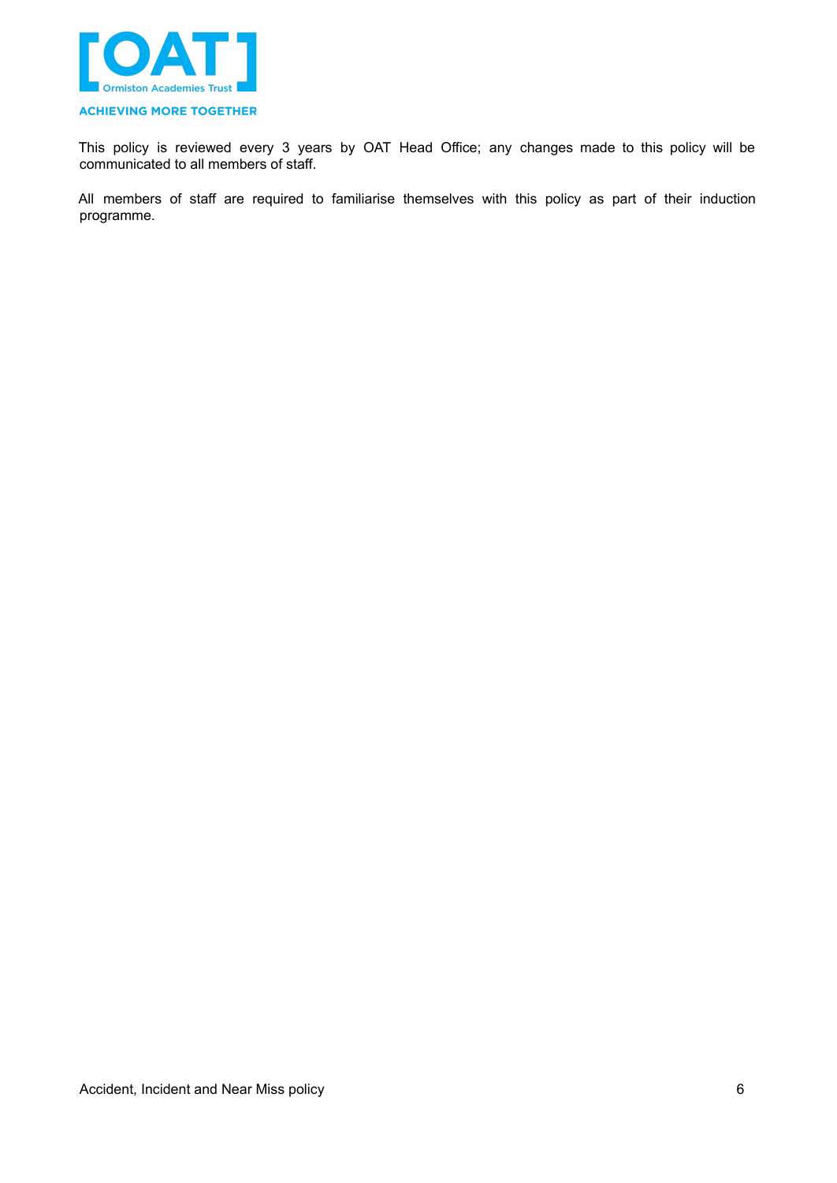This policy is reviewed every 3 years by OAT Head Office; any changes made to this policy will be communicated to all members of staff.

All members of staff are required to familiarise themselves with this policy as part of their induction programme.